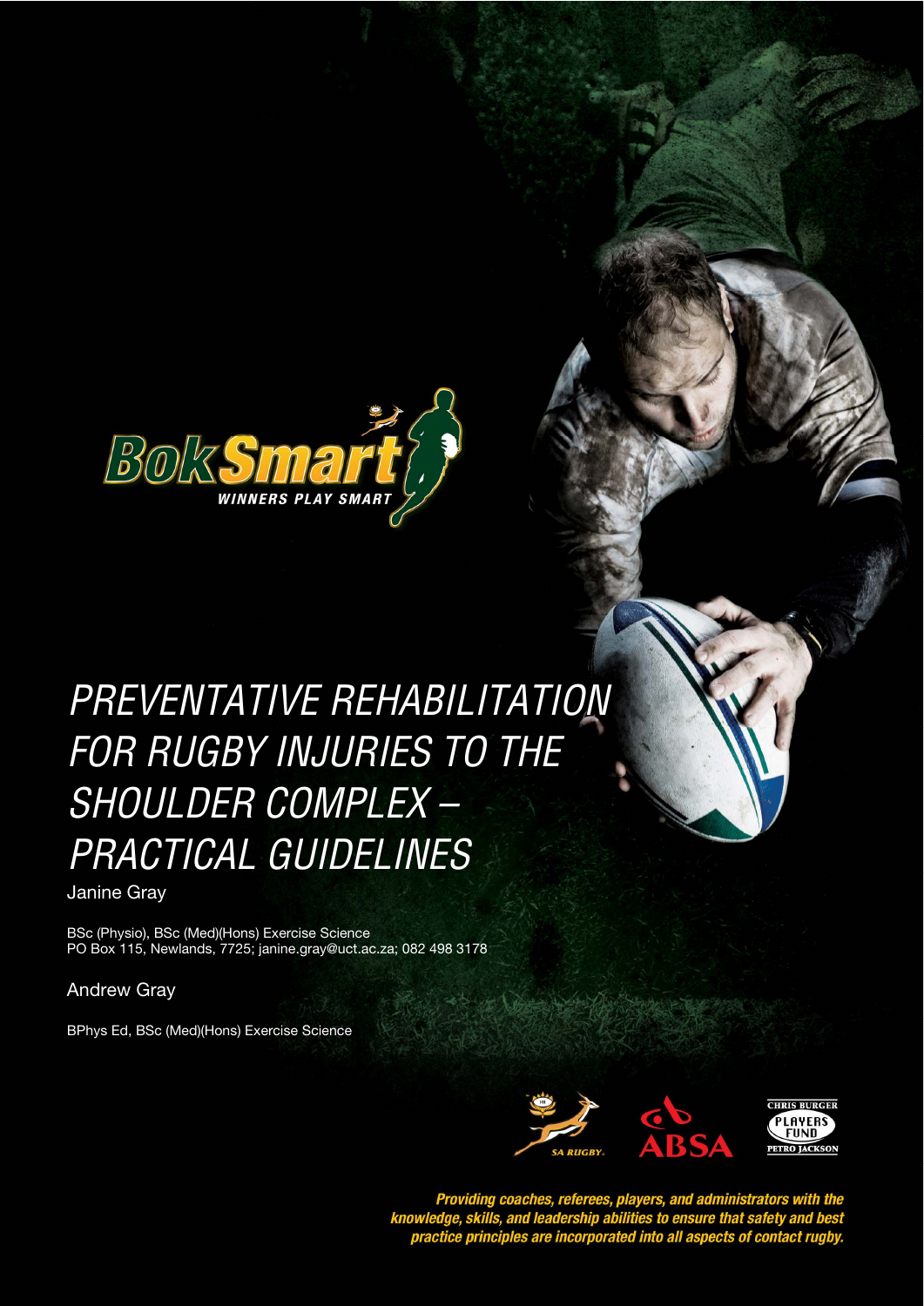BokSmart

WINNERS PLAY SMART

# PREVENTATIVE REHABILITATION FOR RUGBY INJURIES TO THE SHOULDER COMPLEX – PRACTICAL GUIDELINES

Janine Gray

BSc (Physio), BSc (Med)(Hons) Exercise Science
PO Box 115, Newlands, 7725; janine.gray@uct.ac.za; 082 498 3178

Andrew Gray

BPhys Ed, BSc (Med)(Hons) Exercise Science

SA RUGBY

ABSA

CHRIS BURGER PLAYERS FUND PETRO JACKSON

***Providing coaches, referees, players, and administrators with the knowledge, skills, and leadership abilities to ensure that safety and best practice principles are incorporated into all aspects of contact rugby.***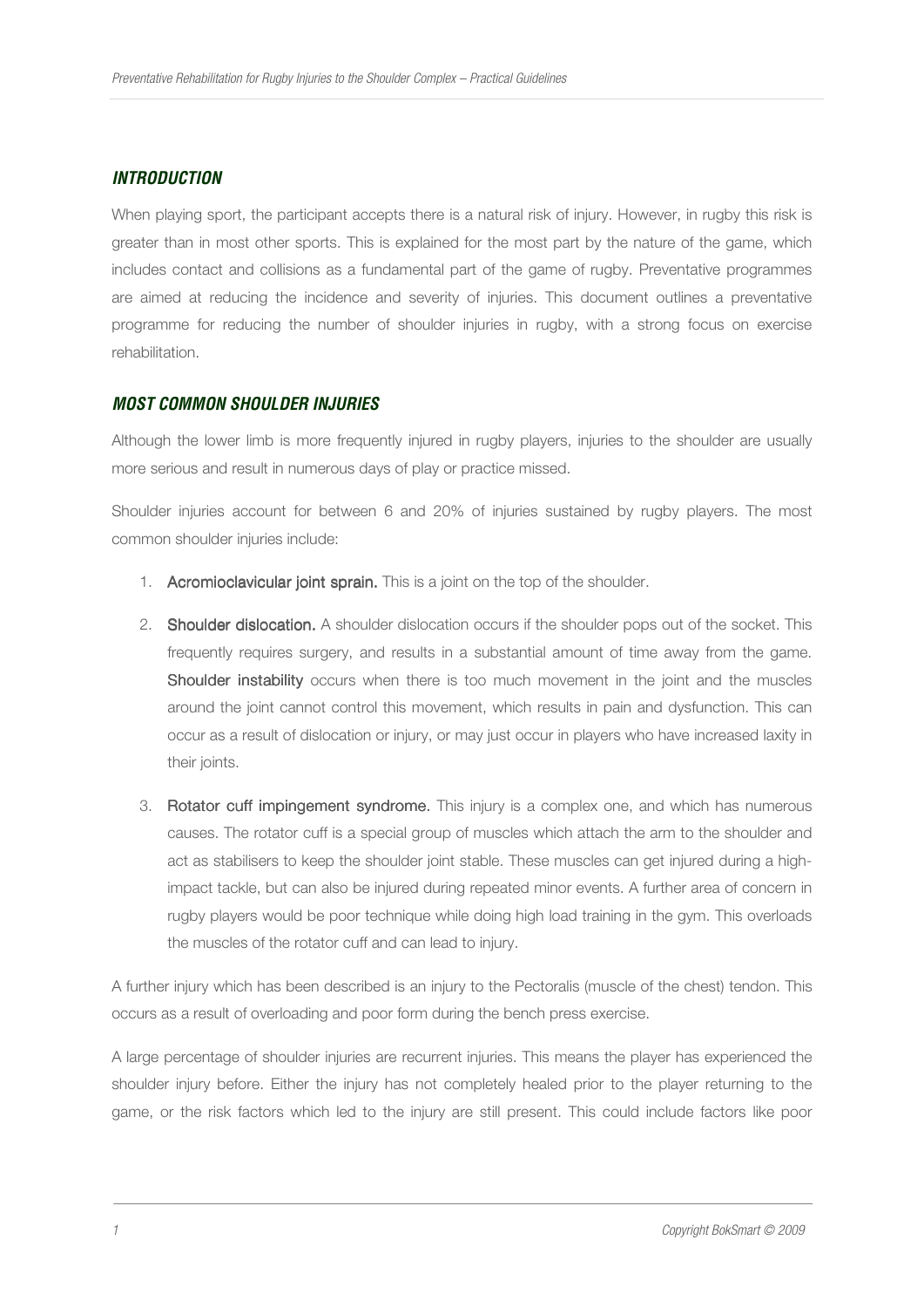## *INTRODUCTION*

When playing sport, the participant accepts there is a natural risk of injury. However, in rugby this risk is greater than in most other sports. This is explained for the most part by the nature of the game, which includes contact and collisions as a fundamental part of the game of rugby. Preventative programmes are aimed at reducing the incidence and severity of injuries. This document outlines a preventative programme for reducing the number of shoulder injuries in rugby, with a strong focus on exercise rehabilitation.

## *MOST COMMON SHOULDER INJURIES*

Although the lower limb is more frequently injured in rugby players, injuries to the shoulder are usually more serious and result in numerous days of play or practice missed.

Shoulder injuries account for between 6 and 20% of injuries sustained by rugby players. The most common shoulder injuries include:

1. **Acromioclavicular joint sprain.** This is a joint on the top of the shoulder.
2. **Shoulder dislocation.** A shoulder dislocation occurs if the shoulder pops out of the socket. This frequently requires surgery, and results in a substantial amount of time away from the game. **Shoulder instability** occurs when there is too much movement in the joint and the muscles around the joint cannot control this movement, which results in pain and dysfunction. This can occur as a result of dislocation or injury, or may just occur in players who have increased laxity in their joints.
3. **Rotator cuff impingement syndrome.** This injury is a complex one, and which has numerous causes. The rotator cuff is a special group of muscles which attach the arm to the shoulder and act as stabilisers to keep the shoulder joint stable. These muscles can get injured during a high-impact tackle, but can also be injured during repeated minor events. A further area of concern in rugby players would be poor technique while doing high load training in the gym. This overloads the muscles of the rotator cuff and can lead to injury.

A further injury which has been described is an injury to the Pectoralis (muscle of the chest) tendon. This occurs as a result of overloading and poor form during the bench press exercise.

A large percentage of shoulder injuries are recurrent injuries. This means the player has experienced the shoulder injury before. Either the injury has not completely healed prior to the player returning to the game, or the risk factors which led to the injury are still present. This could include factors like poor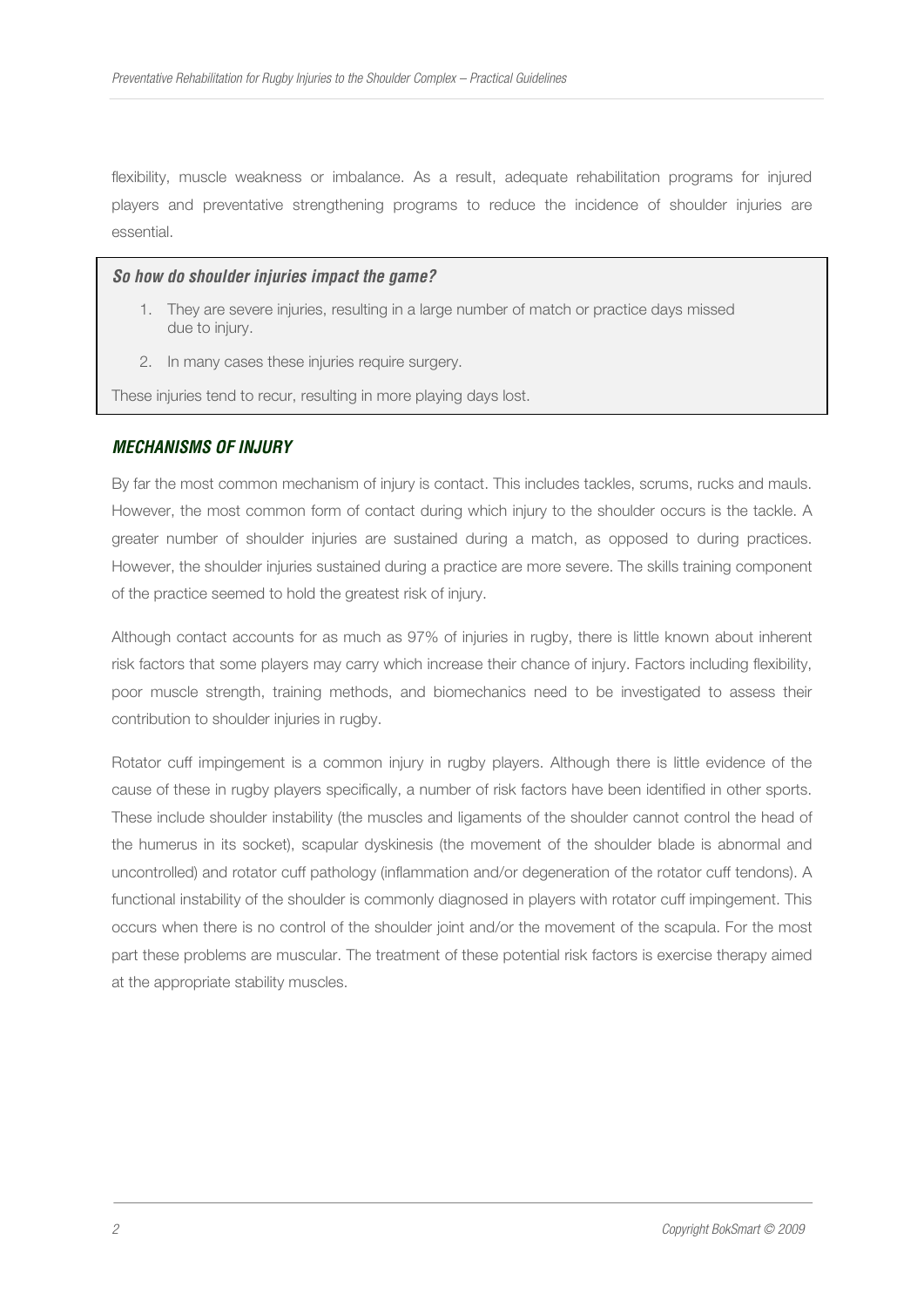flexibility, muscle weakness or imbalance. As a result, adequate rehabilitation programs for injured players and preventative strengthening programs to reduce the incidence of shoulder injuries are essential.

***So how do shoulder injuries impact the game?***

1. They are severe injuries, resulting in a large number of match or practice days missed due to injury.
2. In many cases these injuries require surgery.

These injuries tend to recur, resulting in more playing days lost.

## *MECHANISMS OF INJURY*

By far the most common mechanism of injury is contact. This includes tackles, scrums, rucks and mauls. However, the most common form of contact during which injury to the shoulder occurs is the tackle. A greater number of shoulder injuries are sustained during a match, as opposed to during practices. However, the shoulder injuries sustained during a practice are more severe. The skills training component of the practice seemed to hold the greatest risk of injury.

Although contact accounts for as much as 97% of injuries in rugby, there is little known about inherent risk factors that some players may carry which increase their chance of injury. Factors including flexibility, poor muscle strength, training methods, and biomechanics need to be investigated to assess their contribution to shoulder injuries in rugby.

Rotator cuff impingement is a common injury in rugby players. Although there is little evidence of the cause of these in rugby players specifically, a number of risk factors have been identified in other sports. These include shoulder instability (the muscles and ligaments of the shoulder cannot control the head of the humerus in its socket), scapular dyskinesis (the movement of the shoulder blade is abnormal and uncontrolled) and rotator cuff pathology (inflammation and/or degeneration of the rotator cuff tendons). A functional instability of the shoulder is commonly diagnosed in players with rotator cuff impingement. This occurs when there is no control of the shoulder joint and/or the movement of the scapula. For the most part these problems are muscular. The treatment of these potential risk factors is exercise therapy aimed at the appropriate stability muscles.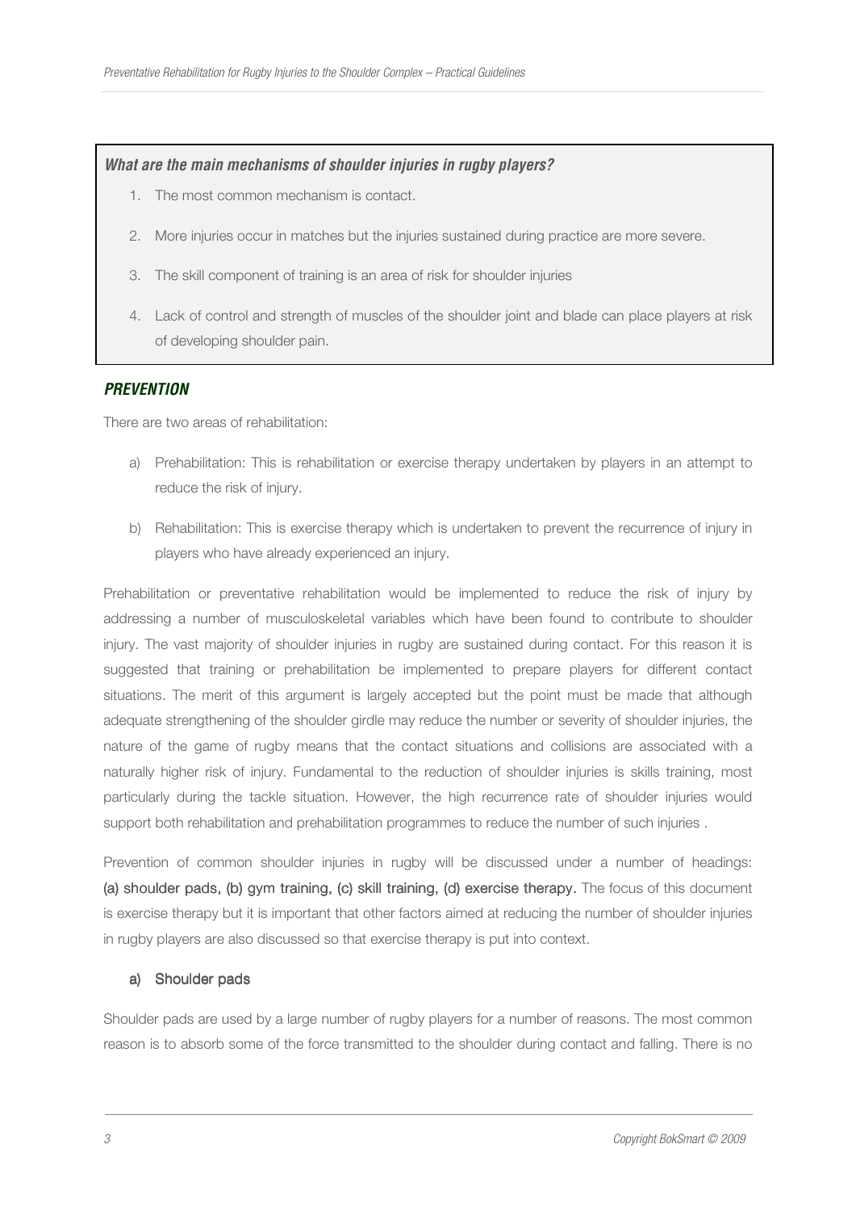***What are the main mechanisms of shoulder injuries in rugby players?***

1. The most common mechanism is contact.
2. More injuries occur in matches but the injuries sustained during practice are more severe.
3. The skill component of training is an area of risk for shoulder injuries
4. Lack of control and strength of muscles of the shoulder joint and blade can place players at risk of developing shoulder pain.

## *PREVENTION*

There are two areas of rehabilitation:

a) Prehabilitation: This is rehabilitation or exercise therapy undertaken by players in an attempt to reduce the risk of injury.

b) Rehabilitation: This is exercise therapy which is undertaken to prevent the recurrence of injury in players who have already experienced an injury.

Prehabilitation or preventative rehabilitation would be implemented to reduce the risk of injury by addressing a number of musculoskeletal variables which have been found to contribute to shoulder injury. The vast majority of shoulder injuries in rugby are sustained during contact. For this reason it is suggested that training or prehabilitation be implemented to prepare players for different contact situations. The merit of this argument is largely accepted but the point must be made that although adequate strengthening of the shoulder girdle may reduce the number or severity of shoulder injuries, the nature of the game of rugby means that the contact situations and collisions are associated with a naturally higher risk of injury. Fundamental to the reduction of shoulder injuries is skills training, most particularly during the tackle situation. However, the high recurrence rate of shoulder injuries would support both rehabilitation and prehabilitation programmes to reduce the number of such injuries .

Prevention of common shoulder injuries in rugby will be discussed under a number of headings: **(a) shoulder pads, (b) gym training, (c) skill training, (d) exercise therapy.** The focus of this document is exercise therapy but it is important that other factors aimed at reducing the number of shoulder injuries in rugby players are also discussed so that exercise therapy is put into context.

### a) Shoulder pads

Shoulder pads are used by a large number of rugby players for a number of reasons. The most common reason is to absorb some of the force transmitted to the shoulder during contact and falling. There is no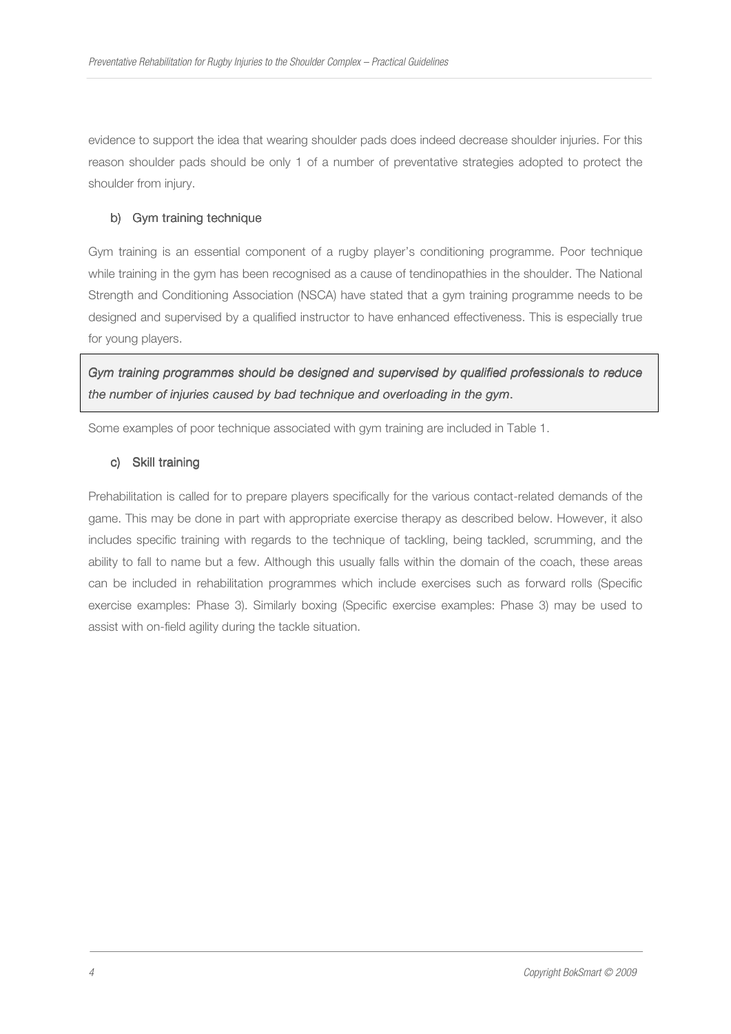evidence to support the idea that wearing shoulder pads does indeed decrease shoulder injuries. For this reason shoulder pads should be only 1 of a number of preventative strategies adopted to protect the shoulder from injury.

### b) Gym training technique

Gym training is an essential component of a rugby player's conditioning programme. Poor technique while training in the gym has been recognised as a cause of tendinopathies in the shoulder. The National Strength and Conditioning Association (NSCA) have stated that a gym training programme needs to be designed and supervised by a qualified instructor to have enhanced effectiveness. This is especially true for young players.

> *Gym training programmes should be designed and supervised by qualified professionals to reduce the number of injuries caused by bad technique and overloading in the gym.*

Some examples of poor technique associated with gym training are included in Table 1.

### c) Skill training

Prehabilitation is called for to prepare players specifically for the various contact-related demands of the game. This may be done in part with appropriate exercise therapy as described below. However, it also includes specific training with regards to the technique of tackling, being tackled, scrumming, and the ability to fall to name but a few. Although this usually falls within the domain of the coach, these areas can be included in rehabilitation programmes which include exercises such as forward rolls (Specific exercise examples: Phase 3). Similarly boxing (Specific exercise examples: Phase 3) may be used to assist with on-field agility during the tackle situation.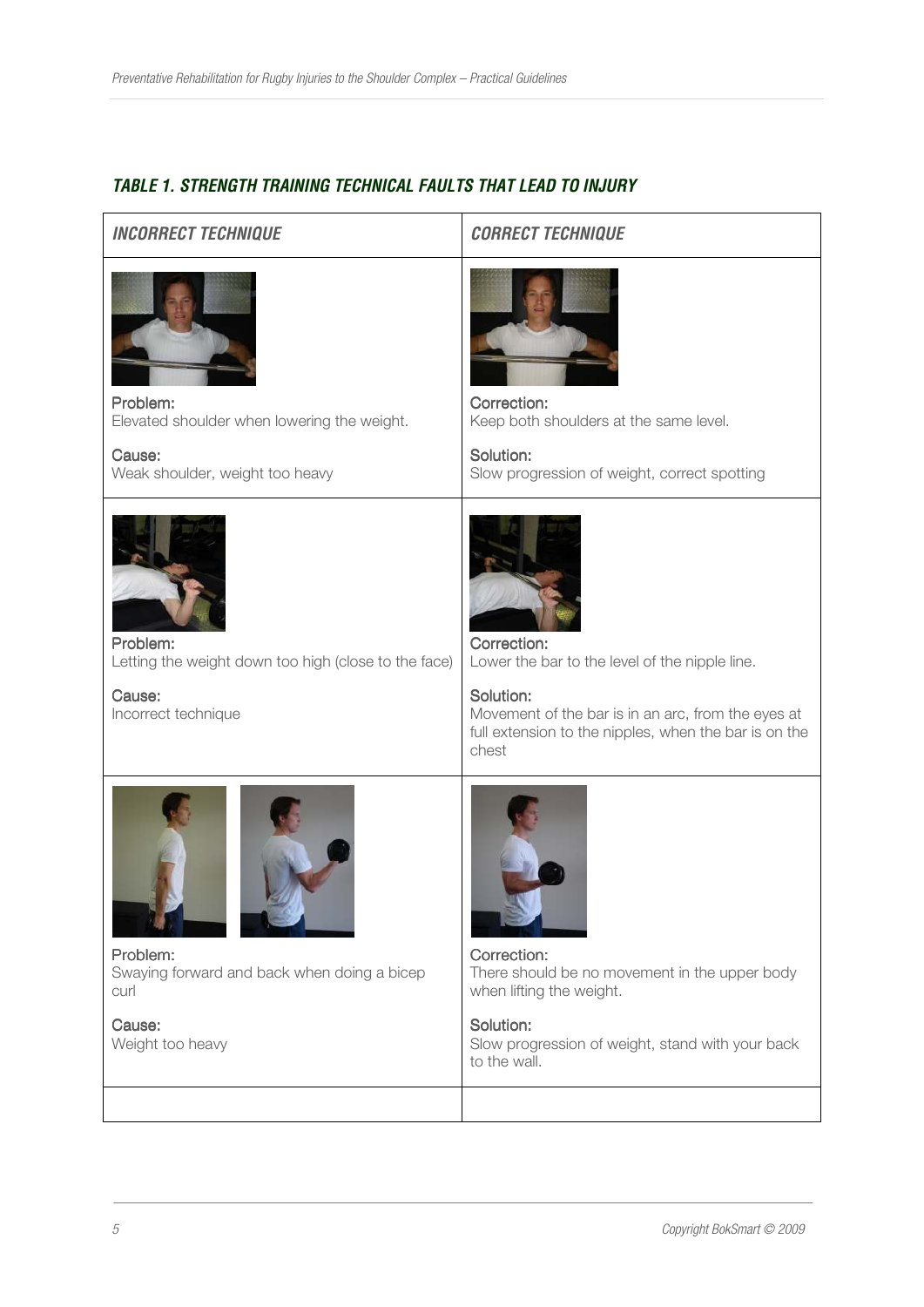### *TABLE 1. STRENGTH TRAINING TECHNICAL FAULTS THAT LEAD TO INJURY*

| *INCORRECT TECHNIQUE* | *CORRECT TECHNIQUE* |
| --- | --- |
| Problem:<br>Elevated shoulder when lowering the weight.<br><br>Cause:<br>Weak shoulder, weight too heavy | Correction:<br>Keep both shoulders at the same level.<br><br>Solution:<br>Slow progression of weight, correct spotting |
| Problem:<br>Letting the weight down too high (close to the face)<br><br>Cause:<br>Incorrect technique | Correction:<br>Lower the bar to the level of the nipple line.<br><br>Solution:<br>Movement of the bar is in an arc, from the eyes at full extension to the nipples, when the bar is on the chest |
| Problem:<br>Swaying forward and back when doing a bicep curl<br><br>Cause:<br>Weight too heavy | Correction:<br>There should be no movement in the upper body when lifting the weight.<br><br>Solution:<br>Slow progression of weight, stand with your back to the wall. |
| | |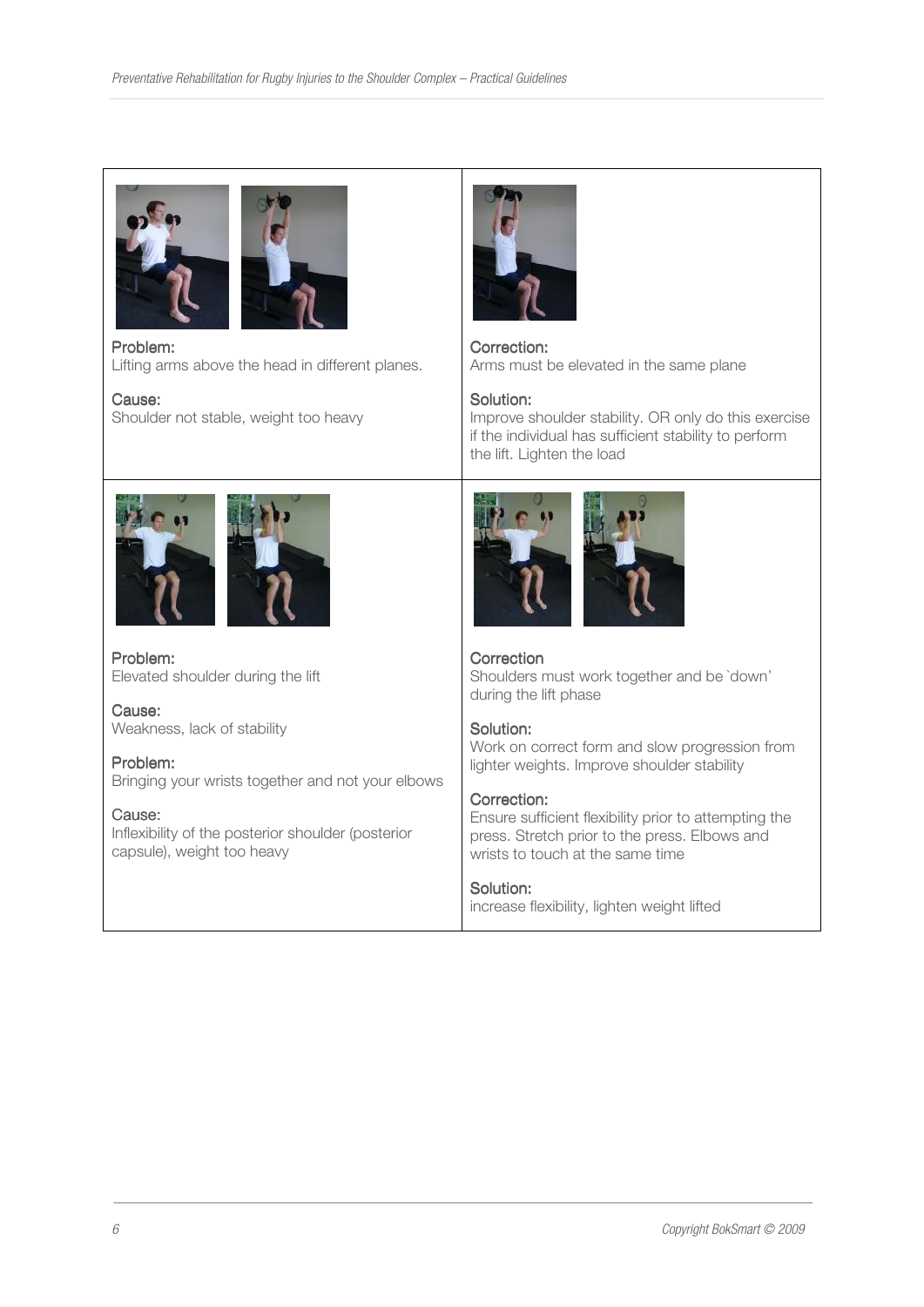| Problem / Cause | Correction / Solution |
| --- | --- |
| **Problem:** Lifting arms above the head in different planes.<br><br>**Cause:** Shoulder not stable, weight too heavy | **Correction:** Arms must be elevated in the same plane<br><br>**Solution:** Improve shoulder stability. OR only do this exercise if the individual has sufficient stability to perform the lift. Lighten the load |
| **Problem:** Elevated shoulder during the lift<br><br>**Cause:** Weakness, lack of stability<br><br>**Problem:** Bringing your wrists together and not your elbows<br><br>**Cause:** Inflexibility of the posterior shoulder (posterior capsule), weight too heavy | **Correction** Shoulders must work together and be `down' during the lift phase<br><br>**Solution:** Work on correct form and slow progression from lighter weights. Improve shoulder stability<br><br>**Correction:** Ensure sufficient flexibility prior to attempting the press. Stretch prior to the press. Elbows and wrists to touch at the same time<br><br>**Solution:** increase flexibility, lighten weight lifted |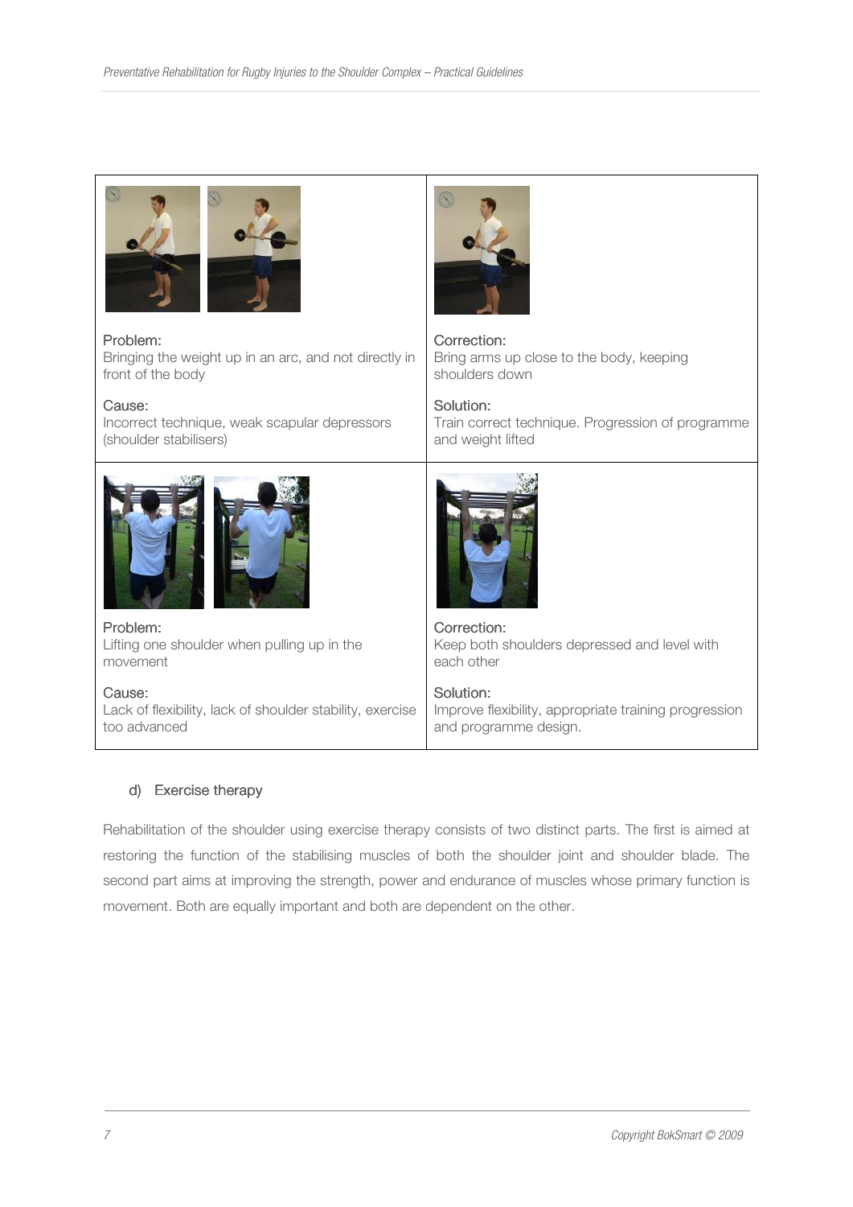| Problem / Cause | Correction / Solution |
|---|---|
| **Problem:** Bringing the weight up in an arc, and not directly in front of the body<br><br>**Cause:** Incorrect technique, weak scapular depressors (shoulder stabilisers) | **Correction:** Bring arms up close to the body, keeping shoulders down<br><br>**Solution:** Train correct technique. Progression of programme and weight lifted |
| **Problem:** Lifting one shoulder when pulling up in the movement<br><br>**Cause:** Lack of flexibility, lack of shoulder stability, exercise too advanced | **Correction:** Keep both shoulders depressed and level with each other<br><br>**Solution:** Improve flexibility, appropriate training progression and programme design. |

### d) Exercise therapy

Rehabilitation of the shoulder using exercise therapy consists of two distinct parts. The first is aimed at restoring the function of the stabilising muscles of both the shoulder joint and shoulder blade. The second part aims at improving the strength, power and endurance of muscles whose primary function is movement. Both are equally important and both are dependent on the other.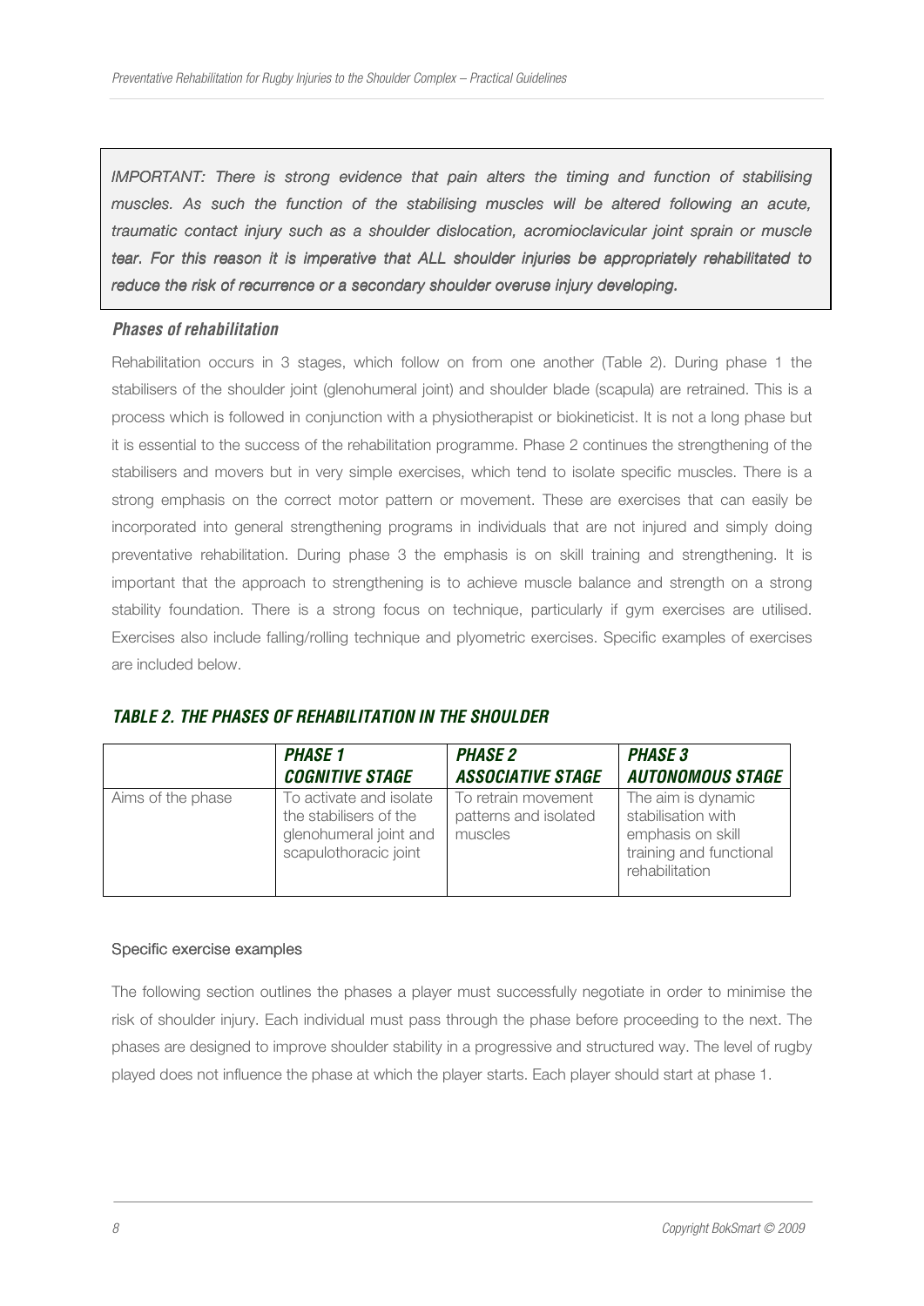*IMPORTANT: There is strong evidence that pain alters the timing and function of stabilising muscles. As such the function of the stabilising muscles will be altered following an acute, traumatic contact injury such as a shoulder dislocation, acromioclavicular joint sprain or muscle tear. For this reason it is imperative that ALL shoulder injuries be appropriately rehabilitated to reduce the risk of recurrence or a secondary shoulder overuse injury developing.*

### *Phases of rehabilitation*

Rehabilitation occurs in 3 stages, which follow on from one another (Table 2). During phase 1 the stabilisers of the shoulder joint (glenohumeral joint) and shoulder blade (scapula) are retrained. This is a process which is followed in conjunction with a physiotherapist or biokineticist. It is not a long phase but it is essential to the success of the rehabilitation programme. Phase 2 continues the strengthening of the stabilisers and movers but in very simple exercises, which tend to isolate specific muscles. There is a strong emphasis on the correct motor pattern or movement. These are exercises that can easily be incorporated into general strengthening programs in individuals that are not injured and simply doing preventative rehabilitation. During phase 3 the emphasis is on skill training and strengthening. It is important that the approach to strengthening is to achieve muscle balance and strength on a strong stability foundation. There is a strong focus on technique, particularly if gym exercises are utilised. Exercises also include falling/rolling technique and plyometric exercises. Specific examples of exercises are included below.

### *TABLE 2. THE PHASES OF REHABILITATION IN THE SHOULDER*

| | ***PHASE 1 COGNITIVE STAGE*** | ***PHASE 2 ASSOCIATIVE STAGE*** | ***PHASE 3 AUTONOMOUS STAGE*** |
|---|---|---|---|
| Aims of the phase | To activate and isolate the stabilisers of the glenohumeral joint and scapulothoracic joint | To retrain movement patterns and isolated muscles | The aim is dynamic stabilisation with emphasis on skill training and functional rehabilitation |

#### Specific exercise examples

The following section outlines the phases a player must successfully negotiate in order to minimise the risk of shoulder injury. Each individual must pass through the phase before proceeding to the next. The phases are designed to improve shoulder stability in a progressive and structured way. The level of rugby played does not influence the phase at which the player starts. Each player should start at phase 1.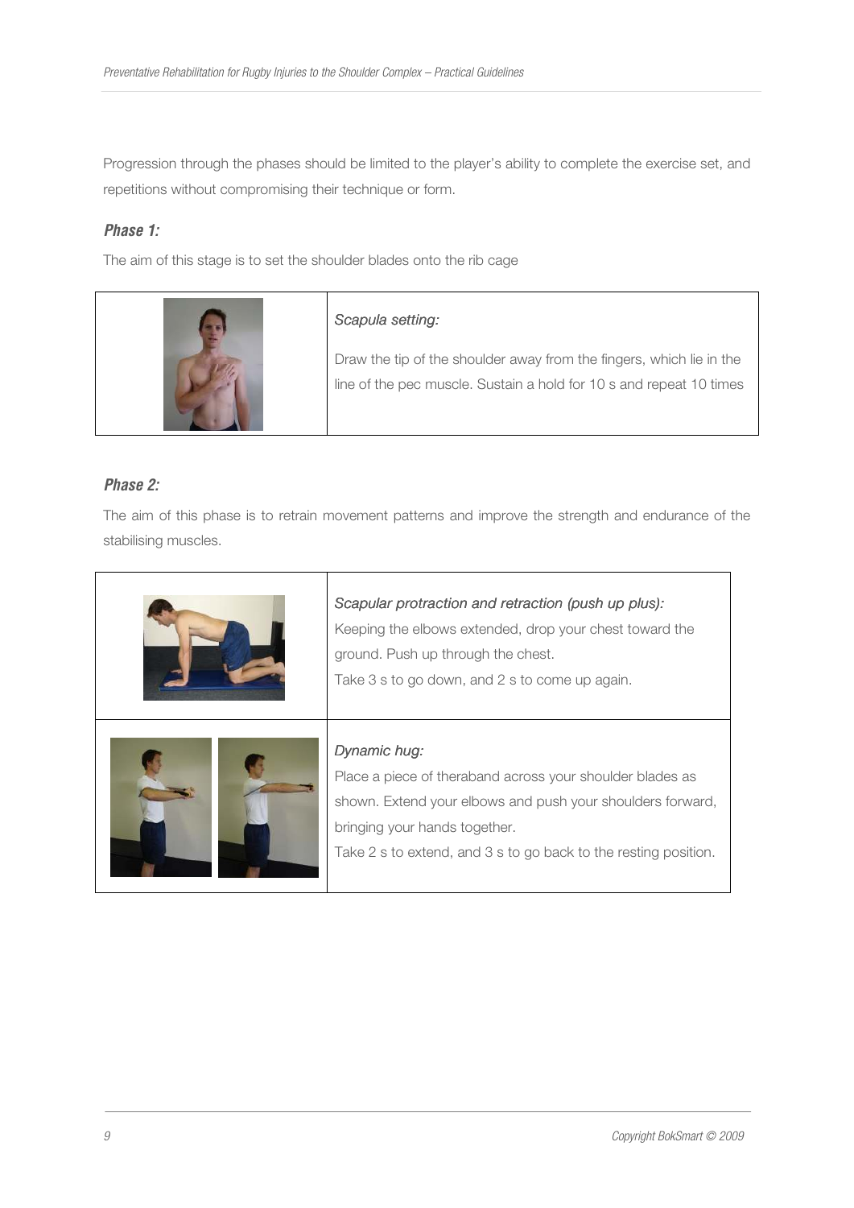Progression through the phases should be limited to the player's ability to complete the exercise set, and repetitions without compromising their technique or form.

### *Phase 1:*

The aim of this stage is to set the shoulder blades onto the rib cage

| | |
|---|---|
| | *Scapula setting:* <br><br> Draw the tip of the shoulder away from the fingers, which lie in the line of the pec muscle. Sustain a hold for 10 s and repeat 10 times |

### *Phase 2:*

The aim of this phase is to retrain movement patterns and improve the strength and endurance of the stabilising muscles.

| | |
|---|---|
| | *Scapular protraction and retraction (push up plus):* <br> Keeping the elbows extended, drop your chest toward the ground. Push up through the chest. <br> Take 3 s to go down, and 2 s to come up again. |
| | *Dynamic hug:* <br> Place a piece of theraband across your shoulder blades as shown. Extend your elbows and push your shoulders forward, bringing your hands together. <br> Take 2 s to extend, and 3 s to go back to the resting position. |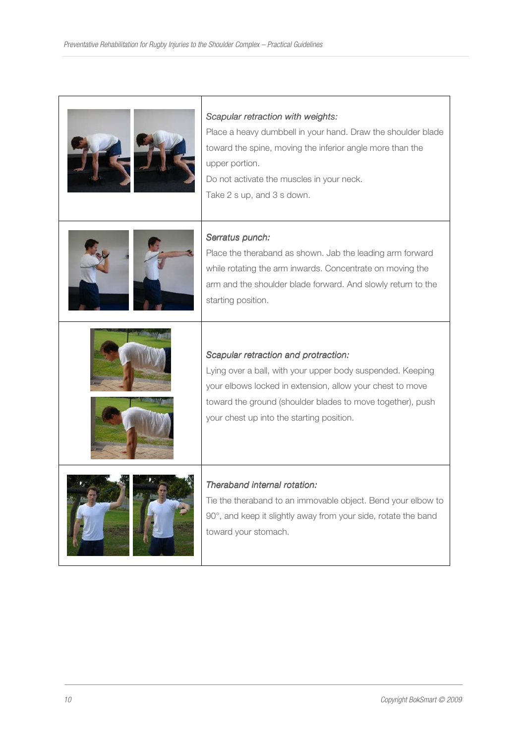| | |
|---|---|
| | *Scapular retraction with weights:* Place a heavy dumbbell in your hand. Draw the shoulder blade toward the spine, moving the inferior angle more than the upper portion. Do not activate the muscles in your neck. Take 2 s up, and 3 s down. |
| | *Serratus punch:* Place the theraband as shown. Jab the leading arm forward while rotating the arm inwards. Concentrate on moving the arm and the shoulder blade forward. And slowly return to the starting position. |
| | *Scapular retraction and protraction:* Lying over a ball, with your upper body suspended. Keeping your elbows locked in extension, allow your chest to move toward the ground (shoulder blades to move together), push your chest up into the starting position. |
| | *Theraband internal rotation:* Tie the theraband to an immovable object. Bend your elbow to 90°, and keep it slightly away from your side, rotate the band toward your stomach. |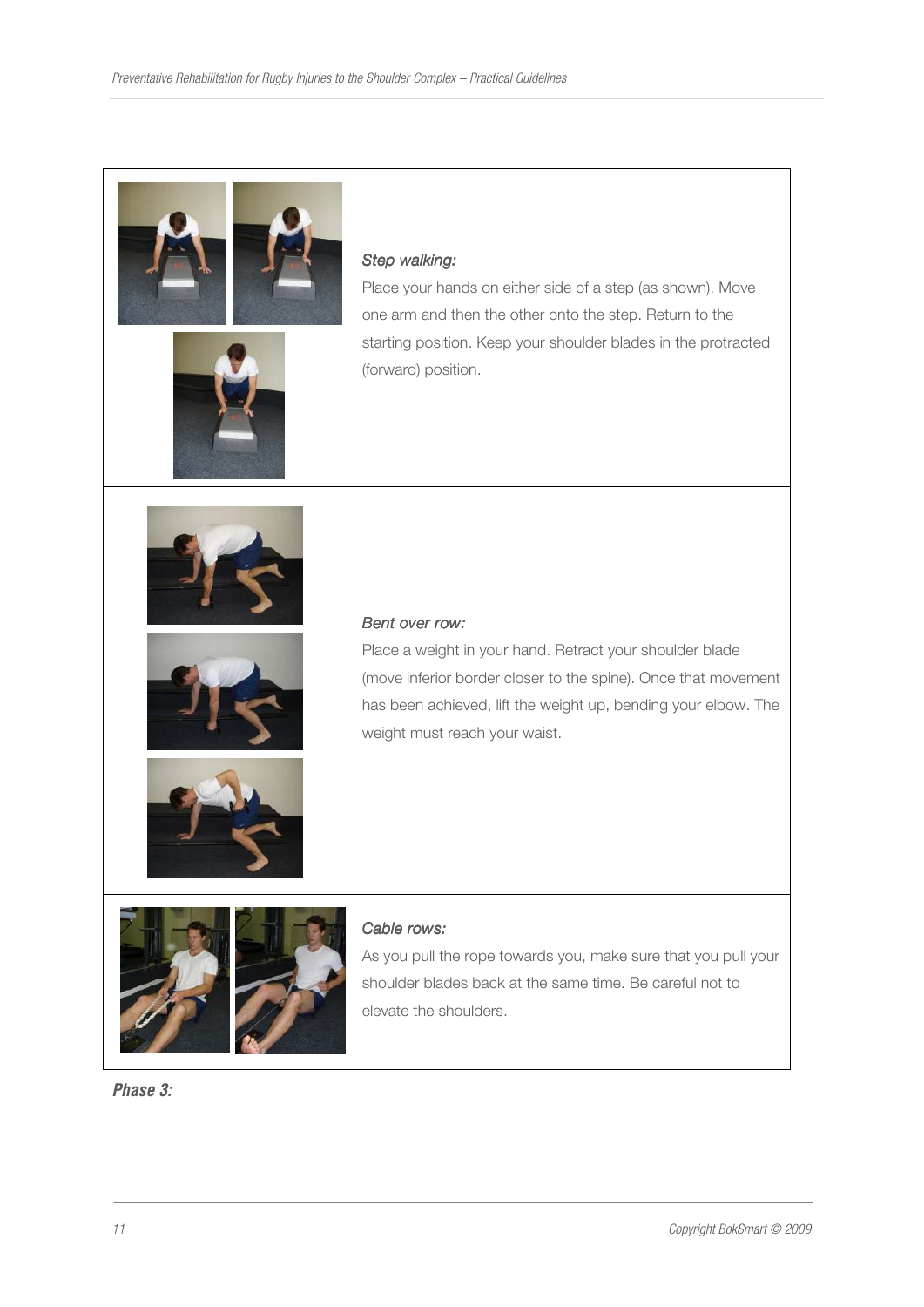| | |
|---|---|
| | ***Step walking:*** Place your hands on either side of a step (as shown). Move one arm and then the other onto the step. Return to the starting position. Keep your shoulder blades in the protracted (forward) position. |
| | ***Bent over row:*** Place a weight in your hand. Retract your shoulder blade (move inferior border closer to the spine). Once that movement has been achieved, lift the weight up, bending your elbow. The weight must reach your waist. |
| | ***Cable rows:*** As you pull the rope towards you, make sure that you pull your shoulder blades back at the same time. Be careful not to elevate the shoulders. |

***Phase 3:***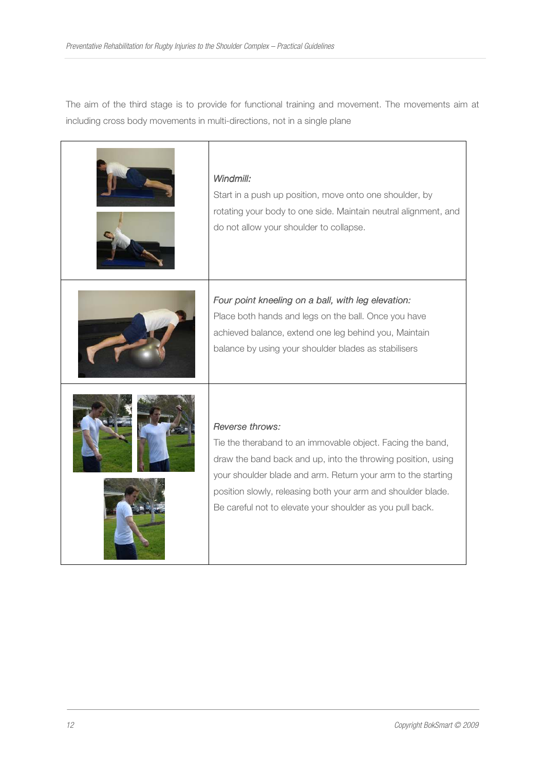The aim of the third stage is to provide for functional training and movement. The movements aim at including cross body movements in multi-directions, not in a single plane

| | |
|---|---|
| | *Windmill:* Start in a push up position, move onto one shoulder, by rotating your body to one side. Maintain neutral alignment, and do not allow your shoulder to collapse. |
| | *Four point kneeling on a ball, with leg elevation:* Place both hands and legs on the ball. Once you have achieved balance, extend one leg behind you, Maintain balance by using your shoulder blades as stabilisers |
| | *Reverse throws:* Tie the theraband to an immovable object. Facing the band, draw the band back and up, into the throwing position, using your shoulder blade and arm. Return your arm to the starting position slowly, releasing both your arm and shoulder blade. Be careful not to elevate your shoulder as you pull back. |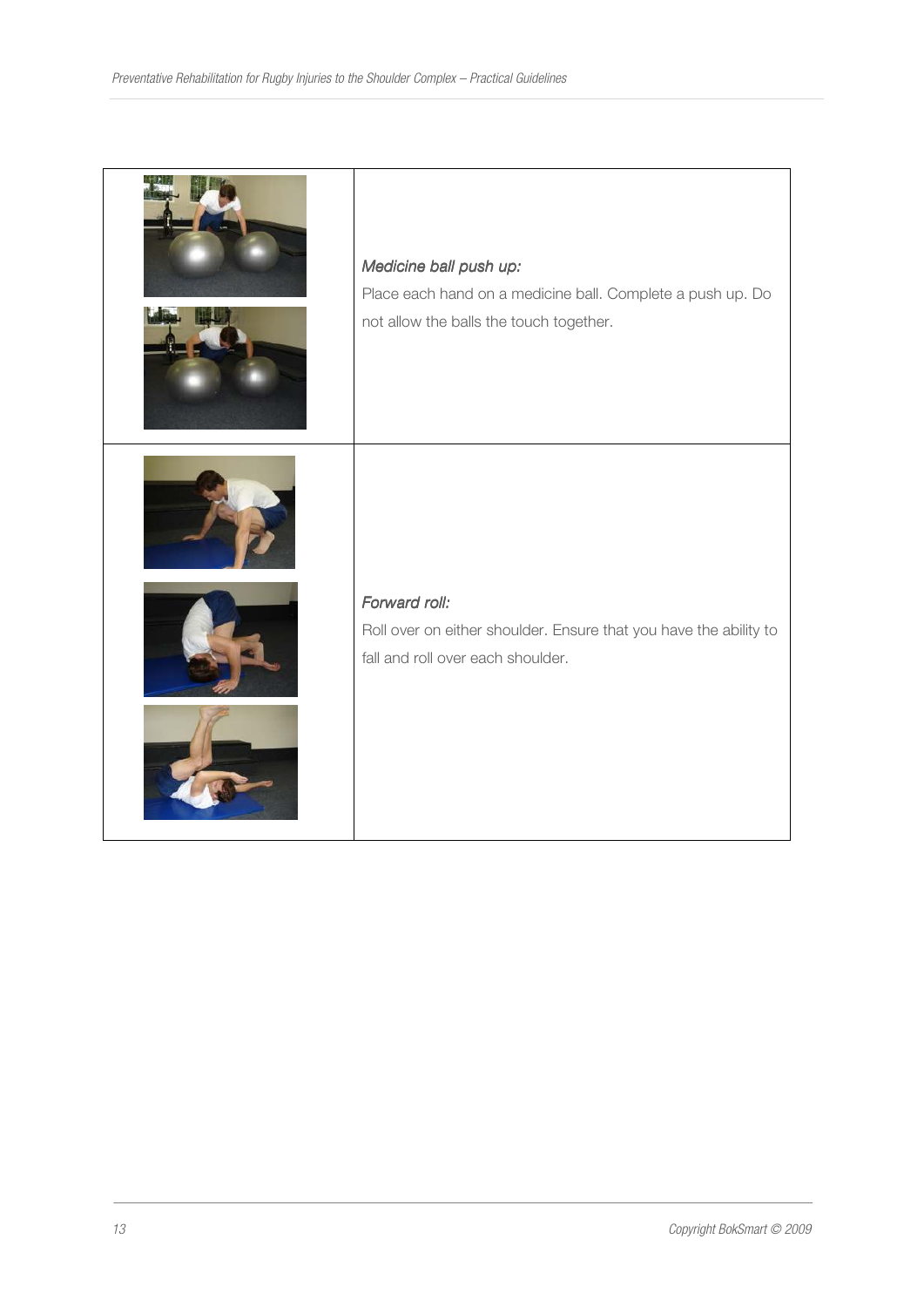| | |
|---|---|
| | ***Medicine ball push up:*** Place each hand on a medicine ball. Complete a push up. Do not allow the balls the touch together. |
| | ***Forward roll:*** Roll over on either shoulder. Ensure that you have the ability to fall and roll over each shoulder. |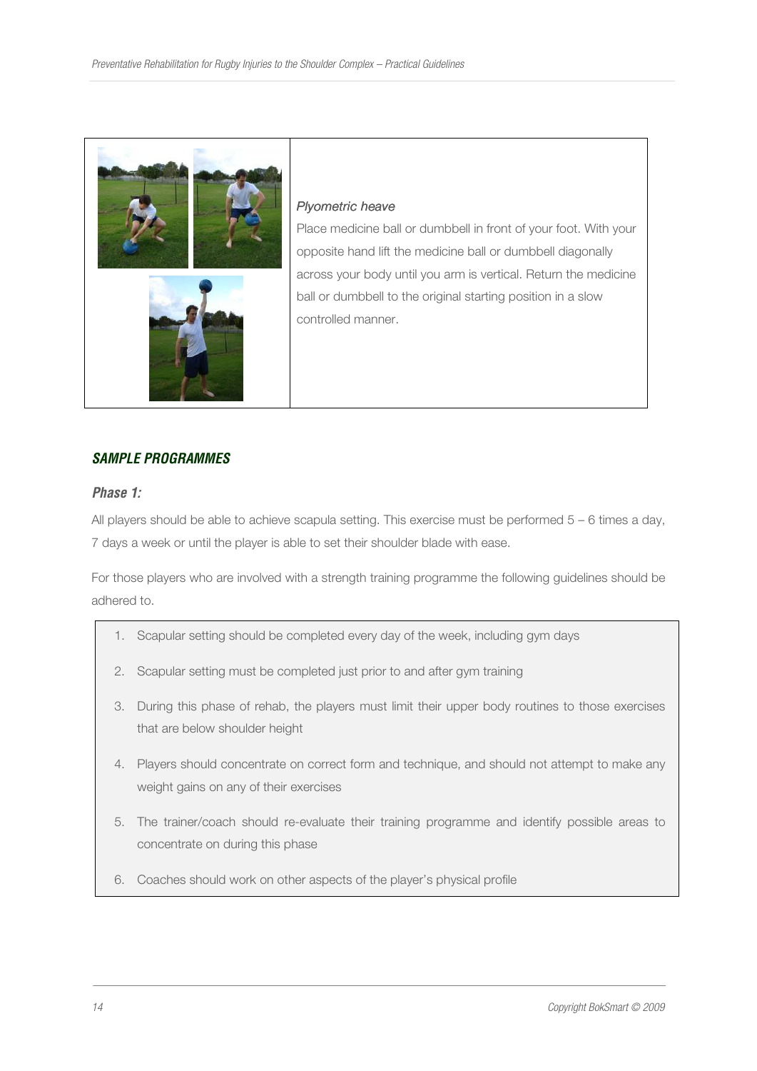*Plyometric heave*

Place medicine ball or dumbbell in front of your foot. With your opposite hand lift the medicine ball or dumbbell diagonally across your body until you arm is vertical. Return the medicine ball or dumbbell to the original starting position in a slow controlled manner.

## SAMPLE PROGRAMMES

### Phase 1:

All players should be able to achieve scapula setting. This exercise must be performed 5 – 6 times a day, 7 days a week or until the player is able to set their shoulder blade with ease.

For those players who are involved with a strength training programme the following guidelines should be adhered to.

1. Scapular setting should be completed every day of the week, including gym days
2. Scapular setting must be completed just prior to and after gym training
3. During this phase of rehab, the players must limit their upper body routines to those exercises that are below shoulder height
4. Players should concentrate on correct form and technique, and should not attempt to make any weight gains on any of their exercises
5. The trainer/coach should re-evaluate their training programme and identify possible areas to concentrate on during this phase
6. Coaches should work on other aspects of the player's physical profile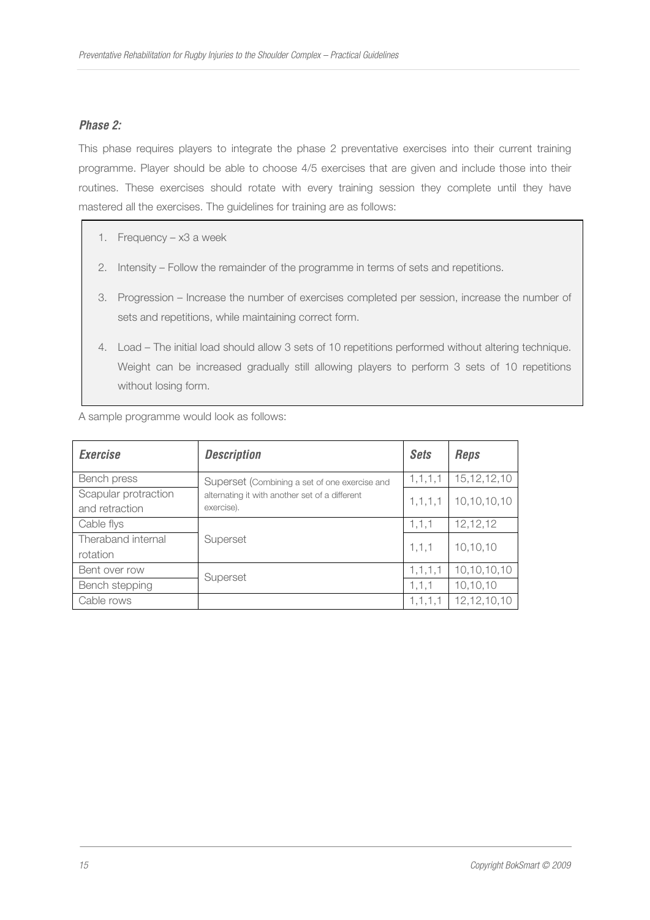***Phase 2:***

This phase requires players to integrate the phase 2 preventative exercises into their current training programme. Player should be able to choose 4/5 exercises that are given and include those into their routines. These exercises should rotate with every training session they complete until they have mastered all the exercises. The guidelines for training are as follows:

1. Frequency – x3 a week
2. Intensity – Follow the remainder of the programme in terms of sets and repetitions.
3. Progression – Increase the number of exercises completed per session, increase the number of sets and repetitions, while maintaining correct form.
4. Load – The initial load should allow 3 sets of 10 repetitions performed without altering technique. Weight can be increased gradually still allowing players to perform 3 sets of 10 repetitions without losing form.

A sample programme would look as follows:

| ***Exercise*** | ***Description*** | ***Sets*** | ***Reps*** |
|---|---|---|---|
| Bench press | Superset (Combining a set of one exercise and alternating it with another set of a different exercise). | 1,1,1,1 | 15,12,12,10 |
| Scapular protraction and retraction | | 1,1,1,1 | 10,10,10,10 |
| Cable flys | Superset | 1,1,1 | 12,12,12 |
| Theraband internal rotation | | 1,1,1 | 10,10,10 |
| Bent over row | Superset | 1,1,1,1 | 10,10,10,10 |
| Bench stepping | | 1,1,1 | 10,10,10 |
| Cable rows | | 1,1,1,1 | 12,12,10,10 |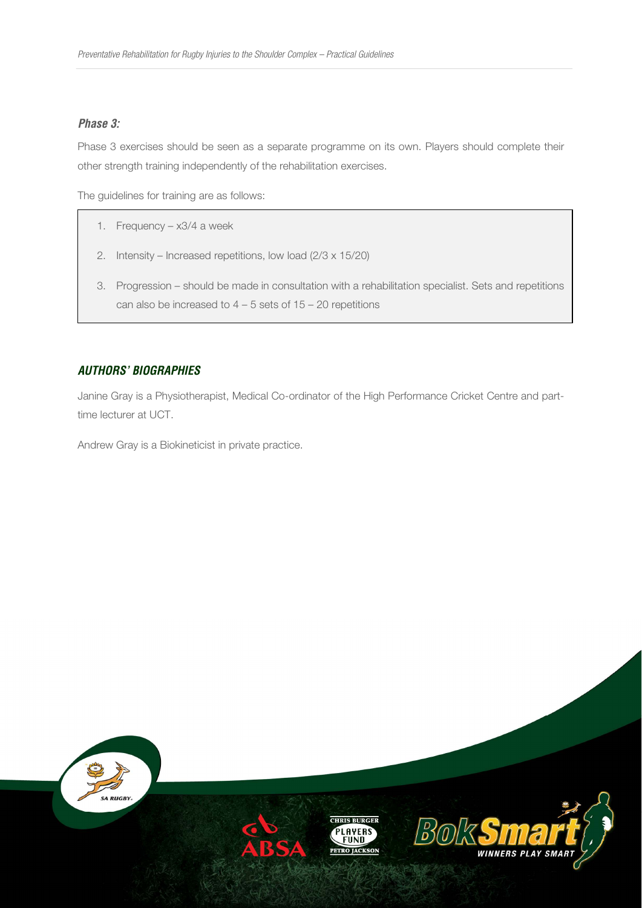### *Phase 3:*

Phase 3 exercises should be seen as a separate programme on its own. Players should complete their other strength training independently of the rehabilitation exercises.

The guidelines for training are as follows:

1. Frequency – x3/4 a week
2. Intensity – Increased repetitions, low load (2/3 x 15/20)
3. Progression – should be made in consultation with a rehabilitation specialist. Sets and repetitions can also be increased to 4 – 5 sets of 15 – 20 repetitions

## *AUTHORS' BIOGRAPHIES*

Janine Gray is a Physiotherapist, Medical Co-ordinator of the High Performance Cricket Centre and part-time lecturer at UCT.

Andrew Gray is a Biokineticist in private practice.